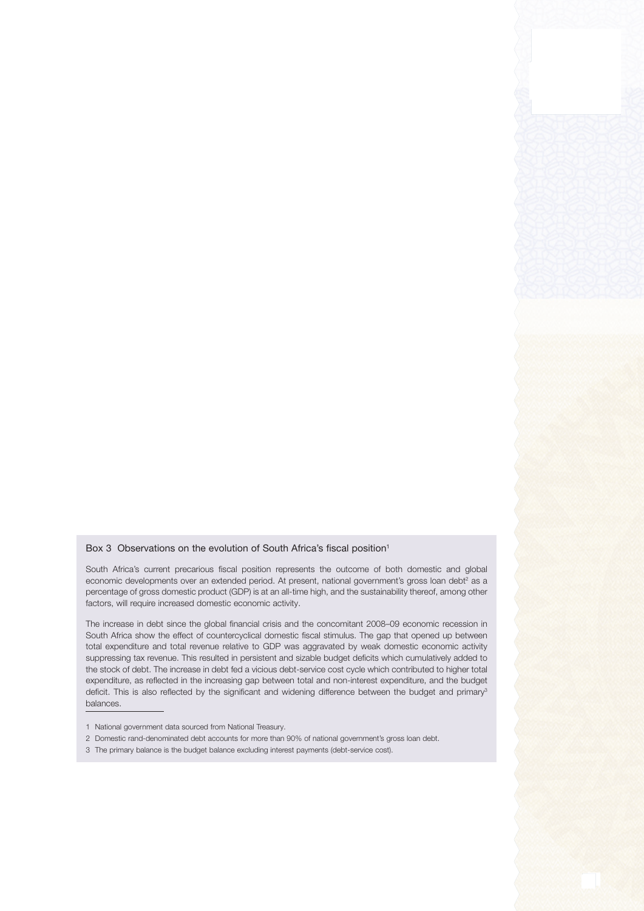## Box 3 Observations on the evolution of South Africa's fiscal position[1]

South Africa's current precarious fiscal position represents the outcome of both domestic and global economic developments over an extended period. At present, national government's gross loan debt[2] as a percentage of gross domestic product (GDP) is at an all-time high, and the sustainability thereof, among other factors, will require increased domestic economic activity.

The increase in debt since the global financial crisis and the concomitant 2008–09 economic recession in South Africa show the effect of countercyclical domestic fiscal stimulus. The gap that opened up between total expenditure and total revenue relative to GDP was aggravated by weak domestic economic activity suppressing tax revenue. This resulted in persistent and sizable budget deficits which cumulatively added to the stock of debt. The increase in debt fed a vicious debt-service cost cycle which contributed to higher total expenditure, as reflected in the increasing gap between total and non-interest expenditure, and the budget deficit. This is also reflected by the significant and widening difference between the budget and primary[3] balances.

1 National government data sourced from National Treasury.

2 Domestic rand-denominated debt accounts for more than 90% of national government's gross loan debt.

3 The primary balance is the budget balance excluding interest payments (debt-service cost).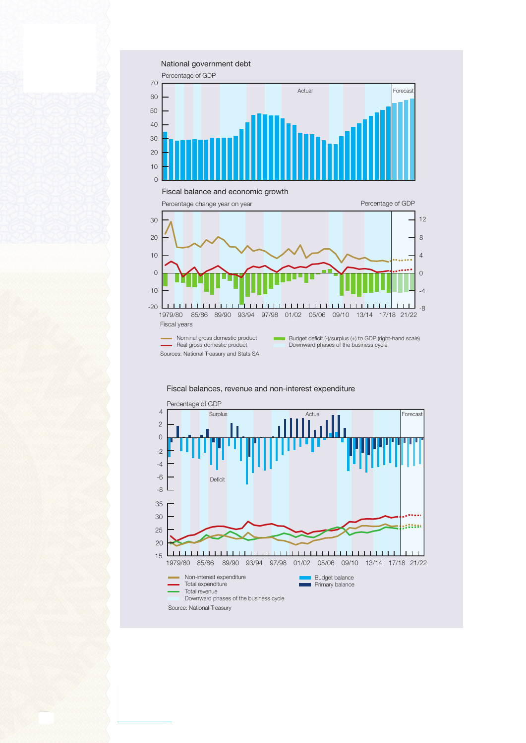National government debt

Percentage of GDP

Fiscal balance and economic growth

Percentage change year on year

Percentage of GDP

Fiscal years

- Nominal gross domestic product
- Real gross domestic product
- Budget deficit (-)/surplus (+) to GDP (right-hand scale)
- Downward phases of the business cycle

Sources: National Treasury and Stats SA

Fiscal balances, revenue and non-interest expenditure

Percentage of GDP

- Non-interest expenditure
- Total expenditure
- Total revenue
- Downward phases of the business cycle
- Budget balance
- Primary balance

Source: National Treasury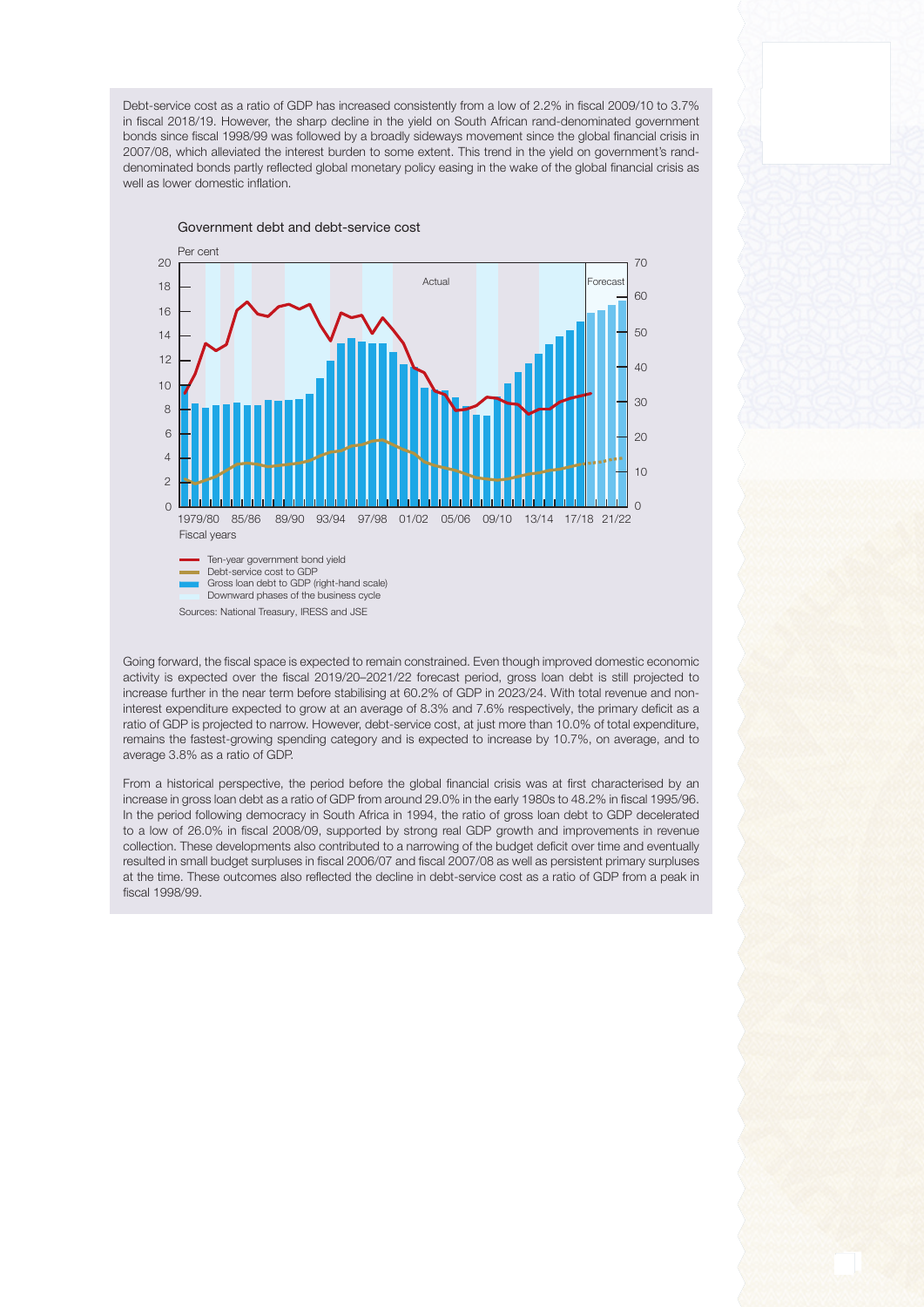Debt-service cost as a ratio of GDP has increased consistently from a low of 2.2% in fiscal 2009/10 to 3.7% in fiscal 2018/19. However, the sharp decline in the yield on South African rand-denominated government bonds since fiscal 1998/99 was followed by a broadly sideways movement since the global financial crisis in 2007/08, which alleviated the interest burden to some extent. This trend in the yield on government's rand-denominated bonds partly reflected global monetary policy easing in the wake of the global financial crisis as well as lower domestic inflation.

Government debt and debt-service cost

Per cent

Actual

Forecast

20
18
16
14
12
10
8
6
4
2
0

70
60
50
40
30
20
10
0

1979/80 85/86 89/90 93/94 97/98 01/02 05/06 09/10 13/14 17/18 21/22

Fiscal years

Ten-year government bond yield
Debt-service cost to GDP
Gross loan debt to GDP (right-hand scale)
Downward phases of the business cycle

Sources: National Treasury, IRESS and JSE

Going forward, the fiscal space is expected to remain constrained. Even though improved domestic economic activity is expected over the fiscal 2019/20–2021/22 forecast period, gross loan debt is still projected to increase further in the near term before stabilising at 60.2% of GDP in 2023/24. With total revenue and non-interest expenditure expected to grow at an average of 8.3% and 7.6% respectively, the primary deficit as a ratio of GDP is projected to narrow. However, debt-service cost, at just more than 10.0% of total expenditure, remains the fastest-growing spending category and is expected to increase by 10.7%, on average, and to average 3.8% as a ratio of GDP.

From a historical perspective, the period before the global financial crisis was at first characterised by an increase in gross loan debt as a ratio of GDP from around 29.0% in the early 1980s to 48.2% in fiscal 1995/96. In the period following democracy in South Africa in 1994, the ratio of gross loan debt to GDP decelerated to a low of 26.0% in fiscal 2008/09, supported by strong real GDP growth and improvements in revenue collection. These developments also contributed to a narrowing of the budget deficit over time and eventually resulted in small budget surpluses in fiscal 2006/07 and fiscal 2007/08 as well as persistent primary surpluses at the time. These outcomes also reflected the decline in debt-service cost as a ratio of GDP from a peak in fiscal 1998/99.